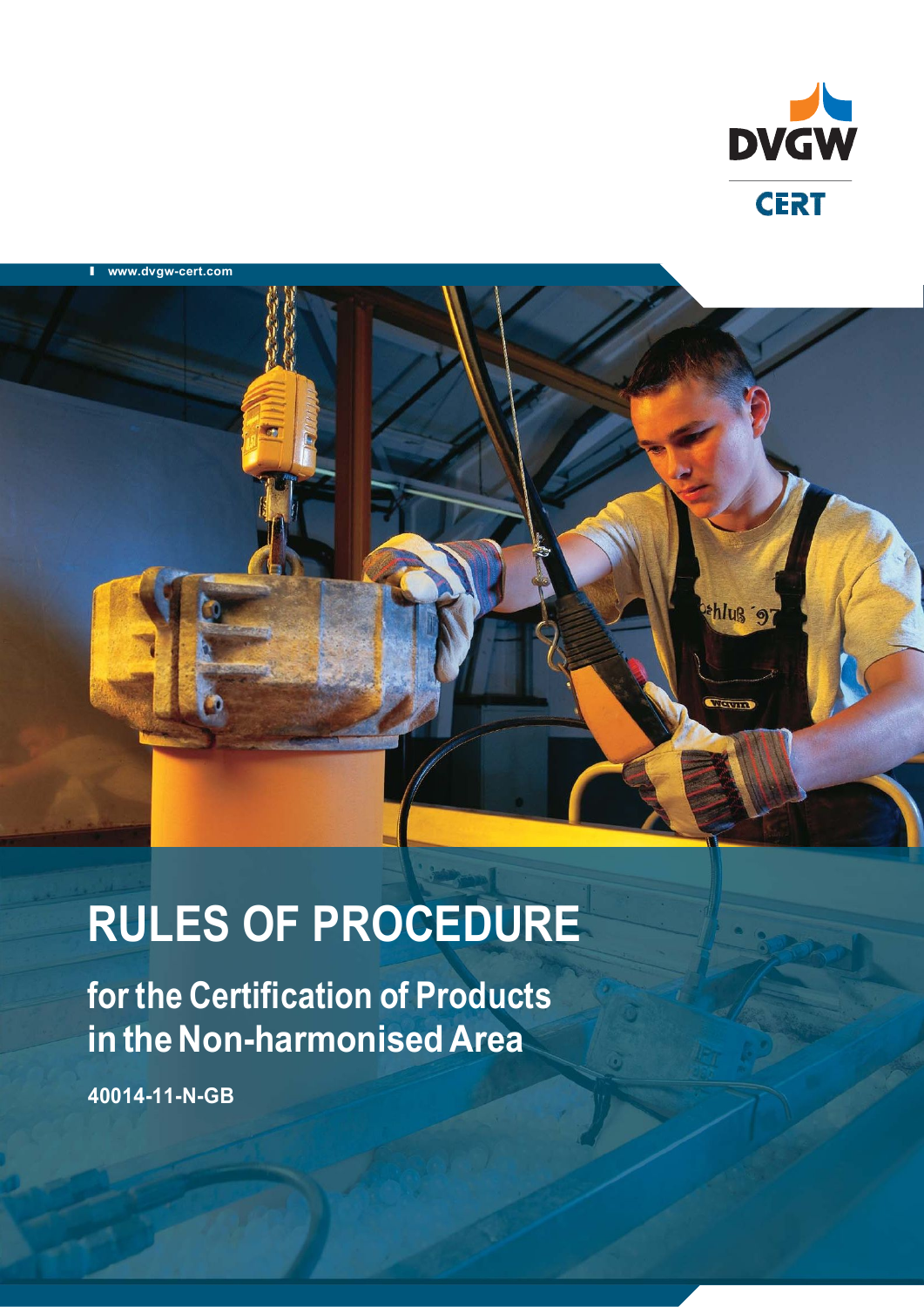DVGW

CERT

www.dvgw-cert.com

# RULES OF PROCEDURE

## for the Certification of Products in the Non-harmonised Area

**40014-11-N-GB**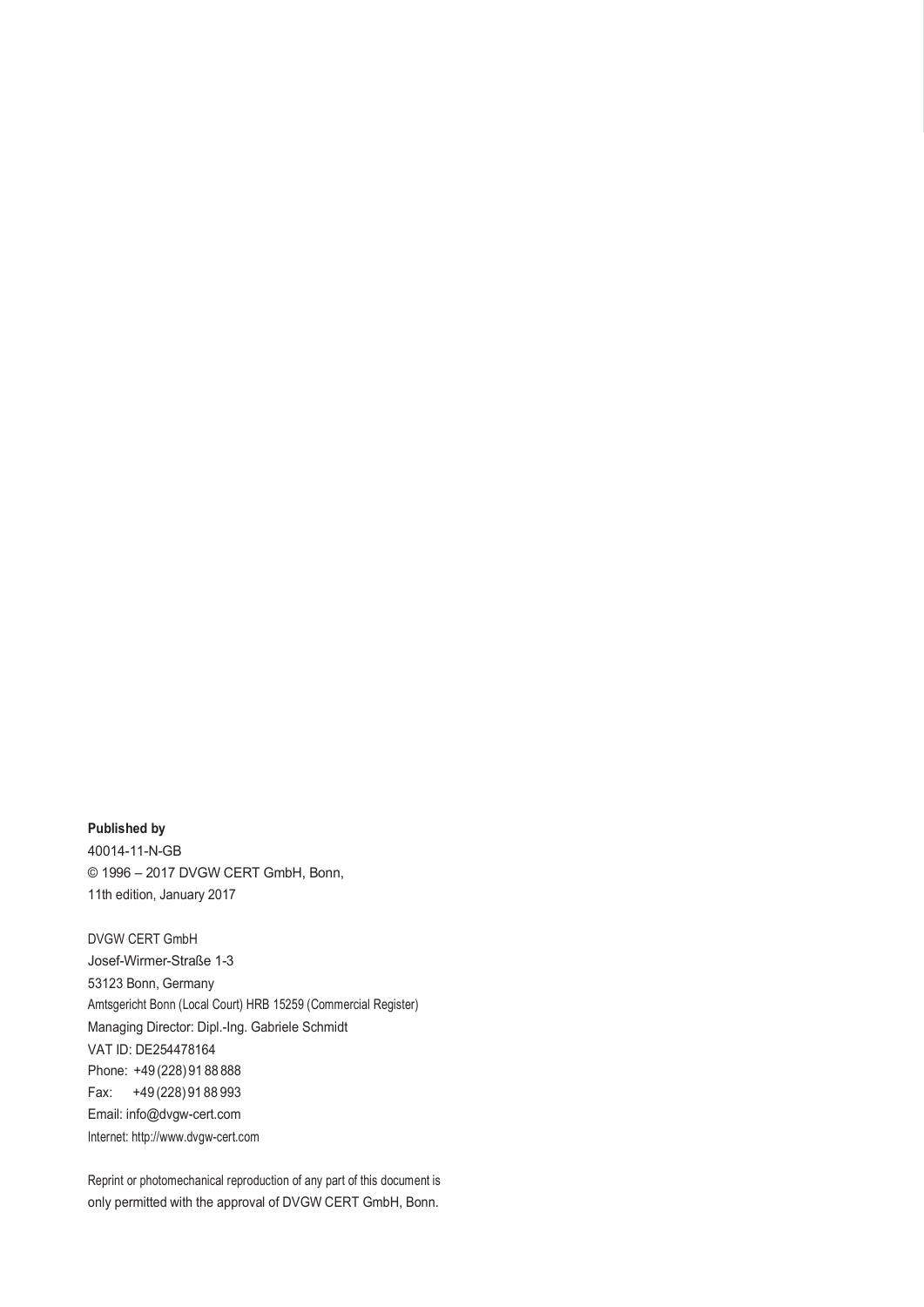**Published by**

40014-11-N-GB
© 1996 – 2017 DVGW CERT GmbH, Bonn,
11th edition, January 2017

DVGW CERT GmbH
Josef-Wirmer-Straße 1-3
53123 Bonn, Germany
Amtsgericht Bonn (Local Court) HRB 15259 (Commercial Register)
Managing Director: Dipl.-Ing. Gabriele Schmidt
VAT ID: DE254478164
Phone: +49 (228) 91 88 888
Fax: +49 (228) 91 88 993
Email: info@dvgw-cert.com
Internet: http://www.dvgw-cert.com

Reprint or photomechanical reproduction of any part of this document is only permitted with the approval of DVGW CERT GmbH, Bonn.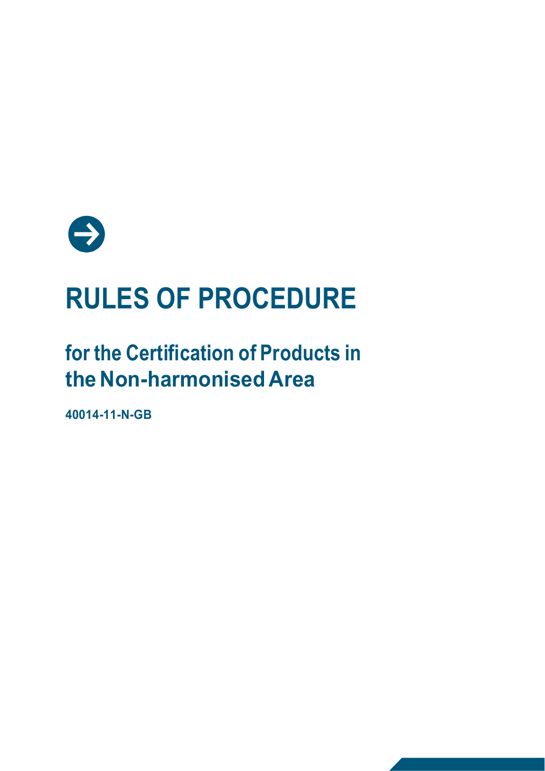# RULES OF PROCEDURE

## for the Certification of Products in the Non-harmonised Area

**40014-11-N-GB**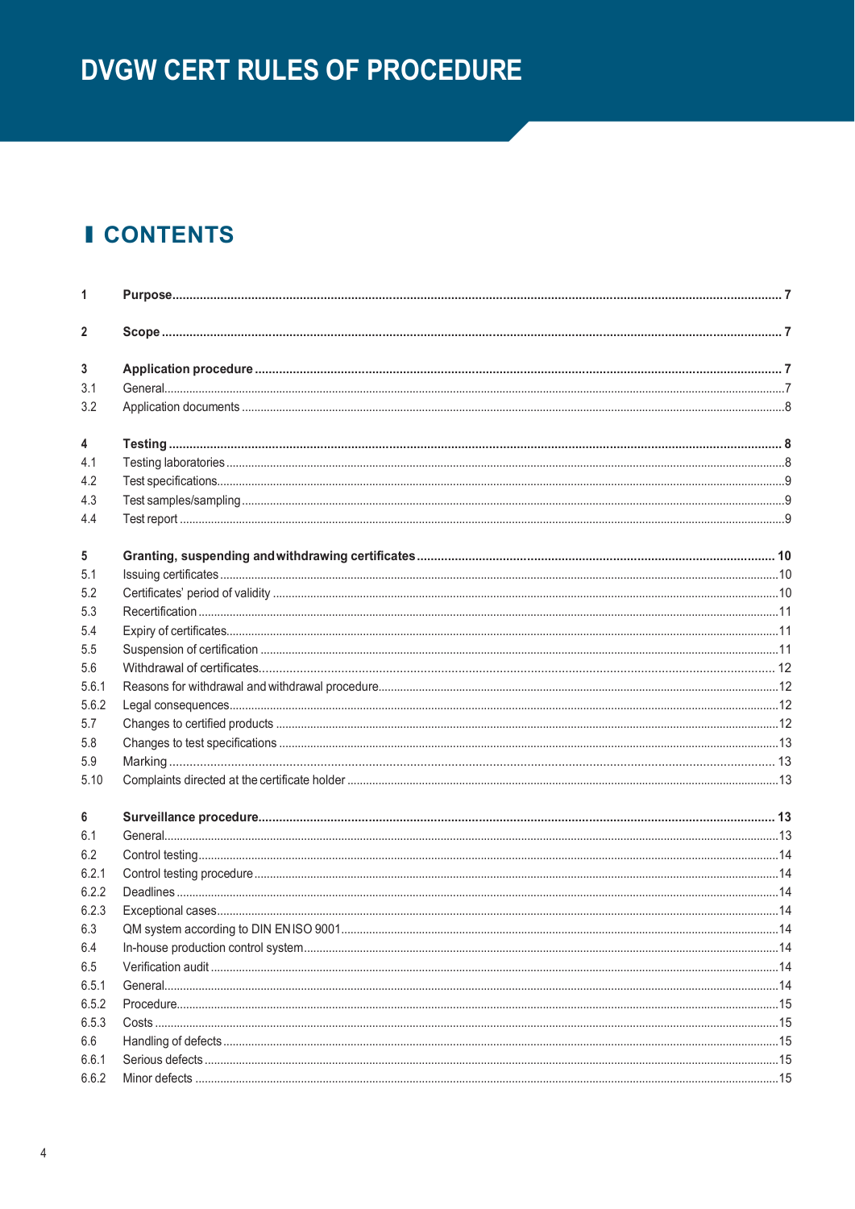// DVGW CERT RULES OF PROCEDURE

# CONTENTS

| | | |
|---|---|---|
| **1** | **Purpose** | **7** |
| **2** | **Scope** | **7** |
| **3** | **Application procedure** | **7** |
| 3.1 | General | 7 |
| 3.2 | Application documents | 8 |
| **4** | **Testing** | **8** |
| 4.1 | Testing laboratories | 8 |
| 4.2 | Test specifications | 9 |
| 4.3 | Test samples/sampling | 9 |
| 4.4 | Test report | 9 |
| **5** | **Granting, suspending and withdrawing certificates** | **10** |
| 5.1 | Issuing certificates | 10 |
| 5.2 | Certificates' period of validity | 10 |
| 5.3 | Recertification | 11 |
| 5.4 | Expiry of certificates | 11 |
| 5.5 | Suspension of certification | 11 |
| 5.6 | Withdrawal of certificates | 12 |
| 5.6.1 | Reasons for withdrawal and withdrawal procedure | 12 |
| 5.6.2 | Legal consequences | 12 |
| 5.7 | Changes to certified products | 12 |
| 5.8 | Changes to test specifications | 13 |
| 5.9 | Marking | 13 |
| 5.10 | Complaints directed at the certificate holder | 13 |
| **6** | **Surveillance procedure** | **13** |
| 6.1 | General | 13 |
| 6.2 | Control testing | 14 |
| 6.2.1 | Control testing procedure | 14 |
| 6.2.2 | Deadlines | 14 |
| 6.2.3 | Exceptional cases | 14 |
| 6.3 | QM system according to DIN EN ISO 9001 | 14 |
| 6.4 | In-house production control system | 14 |
| 6.5 | Verification audit | 14 |
| 6.5.1 | General | 14 |
| 6.5.2 | Procedure | 15 |
| 6.5.3 | Costs | 15 |
| 6.6 | Handling of defects | 15 |
| 6.6.1 | Serious defects | 15 |
| 6.6.2 | Minor defects | 15 |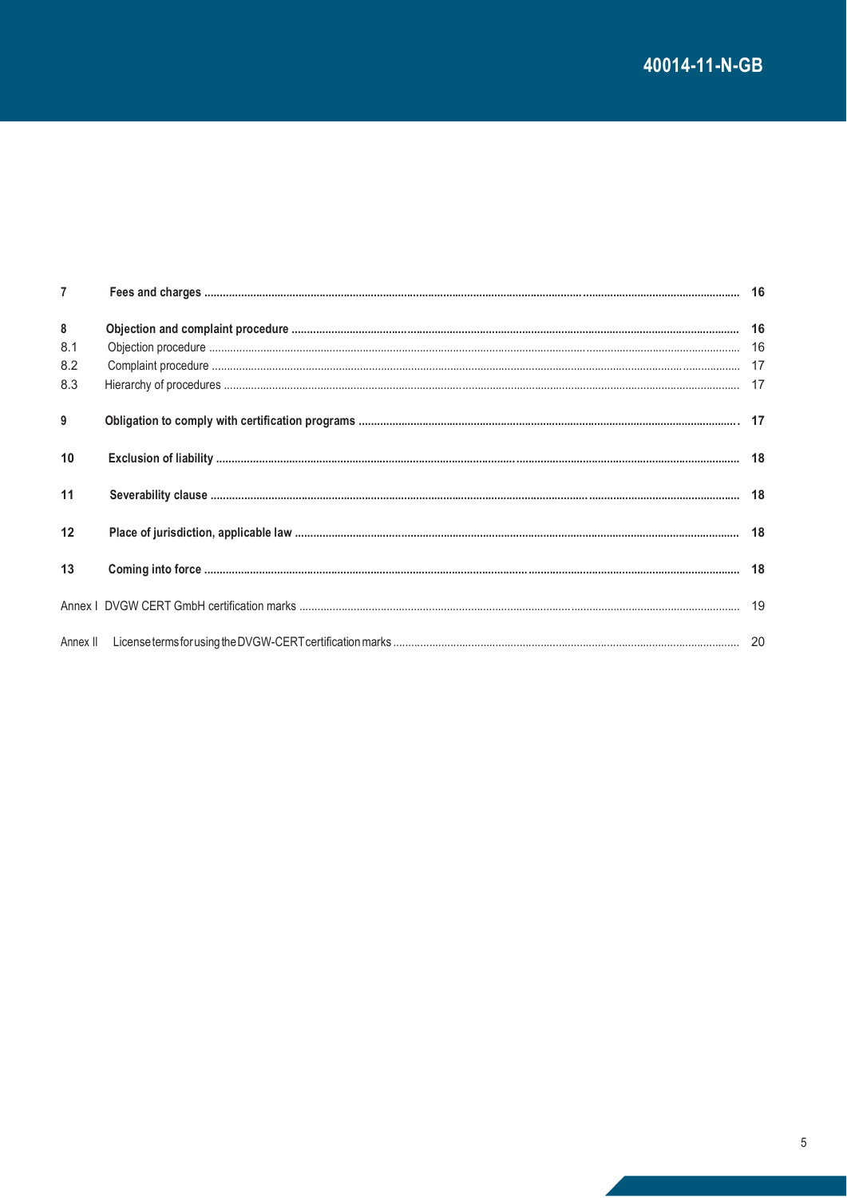| | | |
|---|---|---|
| **7** | **Fees and charges** | **16** |
| **8** | **Objection and complaint procedure** | **16** |
| 8.1 | Objection procedure | 16 |
| 8.2 | Complaint procedure | 17 |
| 8.3 | Hierarchy of procedures | 17 |
| **9** | **Obligation to comply with certification programs** | **17** |
| **10** | **Exclusion of liability** | **18** |
| **11** | **Severability clause** | **18** |
| **12** | **Place of jurisdiction, applicable law** | **18** |
| **13** | **Coming into force** | **18** |
| Annex I | DVGW CERT GmbH certification marks | 19 |
| Annex II | License terms for using the DVGW-CERT certification marks | 20 |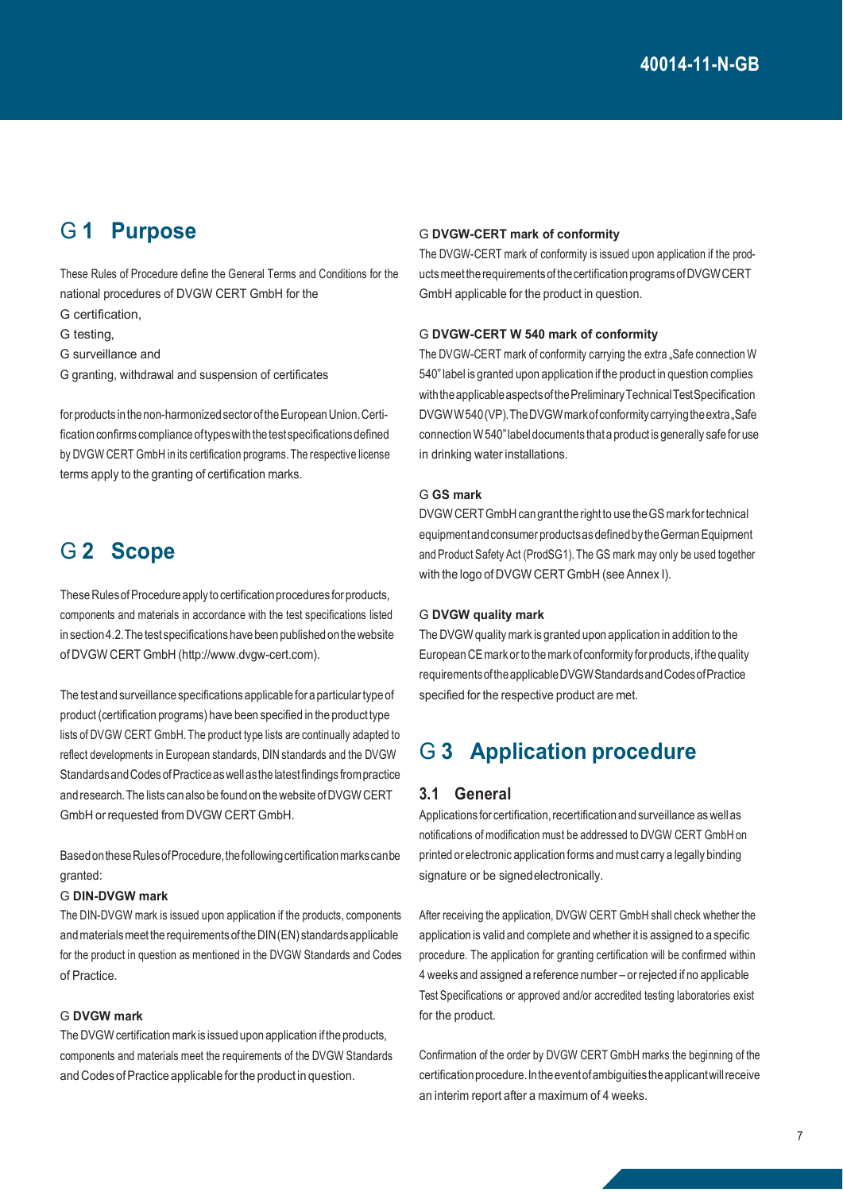# 1 Purpose

These Rules of Procedure define the General Terms and Conditions for the national procedures of DVGW CERT GmbH for the

- certification,
- testing,
- surveillance and
- granting, withdrawal and suspension of certificates

for products in the non-harmonized sector of the European Union. Certification confirms compliance of types with the test specifications defined by DVGW CERT GmbH in its certification programs. The respective license terms apply to the granting of certification marks.

# 2 Scope

These Rules of Procedure apply to certification procedures for products, components and materials in accordance with the test specifications listed in section 4.2. The test specifications have been published on the website of DVGW CERT GmbH (http://www.dvgw-cert.com).

The test and surveillance specifications applicable for a particular type of product (certification programs) have been specified in the product type lists of DVGW CERT GmbH. The product type lists are continually adapted to reflect developments in European standards, DIN standards and the DVGW Standards and Codes of Practice as well as the latest findings from practice and research. The lists can also be found on the website of DVGW CERT GmbH or requested from DVGW CERT GmbH.

Based on these Rules of Procedure, the following certification marks can be granted:

- **DIN-DVGW mark**
  The DIN-DVGW mark is issued upon application if the products, components and materials meet the requirements of the DIN (EN) standards applicable for the product in question as mentioned in the DVGW Standards and Codes of Practice.

- **DVGW mark**
  The DVGW certification mark is issued upon application if the products, components and materials meet the requirements of the DVGW Standards and Codes of Practice applicable for the product in question.

- **DVGW-CERT mark of conformity**
  The DVGW-CERT mark of conformity is issued upon application if the products meet the requirements of the certification programs of DVGW CERT GmbH applicable for the product in question.

- **DVGW-CERT W 540 mark of conformity**
  The DVGW-CERT mark of conformity carrying the extra „Safe connection W 540" label is granted upon application if the product in question complies with the applicable aspects of the Preliminary Technical Test Specification DVGW W 540 (VP). The DVGW mark of conformity carrying the extra „Safe connection W 540" label documents that a product is generally safe for use in drinking water installations.

- **GS mark**
  DVGW CERT GmbH can grant the right to use the GS mark for technical equipment and consumer products as defined by the German Equipment and Product Safety Act (ProdSG1). The GS mark may only be used together with the logo of DVGW CERT GmbH (see Annex I).

- **DVGW quality mark**
  The DVGW quality mark is granted upon application in addition to the European CE mark or to the mark of conformity for products, if the quality requirements of the applicable DVGW Standards and Codes of Practice specified for the respective product are met.

# 3 Application procedure

## 3.1 General

Applications for certification, recertification and surveillance as well as notifications of modification must be addressed to DVGW CERT GmbH on printed or electronic application forms and must carry a legally binding signature or be signed electronically.

After receiving the application, DVGW CERT GmbH shall check whether the application is valid and complete and whether it is assigned to a specific procedure. The application for granting certification will be confirmed within 4 weeks and assigned a reference number – or rejected if no applicable Test Specifications or approved and/or accredited testing laboratories exist for the product.

Confirmation of the order by DVGW CERT GmbH marks the beginning of the certification procedure. In the event of ambiguities the applicant will receive an interim report after a maximum of 4 weeks.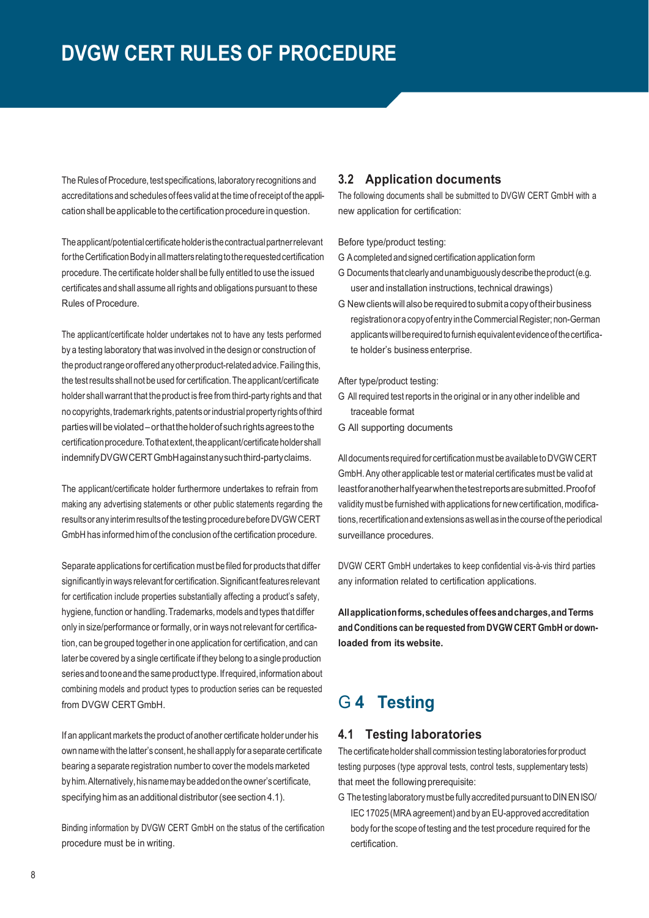The Rules of Procedure, test specifications, laboratory recognitions and accreditations and schedules of fees valid at the time of receipt of the application shall be applicable to the certification procedure in question.

The applicant/potential certificate holder is the contractual partner relevant for the Certification Body in all matters relating to the requested certification procedure. The certificate holder shall be fully entitled to use the issued certificates and shall assume all rights and obligations pursuant to these Rules of Procedure.

The applicant/certificate holder undertakes not to have any tests performed by a testing laboratory that was involved in the design or construction of the product range or offered any other product-related advice. Failing this, the test results shall not be used for certification. The applicant/certificate holder shall warrant that the product is free from third-party rights and that no copyrights, trademark rights, patents or industrial property rights of third parties will be violated – or that the holder of such rights agrees to the certification procedure. To that extent, the applicant/certificate holder shall indemnify DVGW CERT GmbH against any such third-party claims.

The applicant/certificate holder furthermore undertakes to refrain from making any advertising statements or other public statements regarding the results or any interim results of the testing procedure before DVGW CERT GmbH has informed him of the conclusion of the certification procedure.

Separate applications for certification must be filed for products that differ significantly in ways relevant for certification. Significant features relevant for certification include properties substantially affecting a product's safety, hygiene, function or handling. Trademarks, models and types that differ only in size/performance or formally, or in ways not relevant for certification, can be grouped together in one application for certification, and can later be covered by a single certificate if they belong to a single production series and to one and the same product type. If required, information about combining models and product types to production series can be requested from DVGW CERT GmbH.

If an applicant markets the product of another certificate holder under his own name with the latter's consent, he shall apply for a separate certificate bearing a separate registration number to cover the models marketed by him. Alternatively, his name may be added on the owner's certificate, specifying him as an additional distributor (see section 4.1).

Binding information by DVGW CERT GmbH on the status of the certification procedure must be in writing.

### 3.2 Application documents

The following documents shall be submitted to DVGW CERT GmbH with a new application for certification:

Before type/product testing:

- A completed and signed certification application form
- Documents that clearly and unambiguously describe the product (e.g. user and installation instructions, technical drawings)
- New clients will also be required to submit a copy of their business registration or a copy of entry in the Commercial Register; non-German applicants will be required to furnish equivalent evidence of the certificate holder's business enterprise.

After type/product testing:

- All required test reports in the original or in any other indelible and traceable format
- All supporting documents

All documents required for certification must be available to DVGW CERT GmbH. Any other applicable test or material certificates must be valid at least for another half year when the test reports are submitted. Proof of validity must be furnished with applications for new certification, modifications, recertification and extensions as well as in the course of the periodical surveillance procedures.

DVGW CERT GmbH undertakes to keep confidential vis-à-vis third parties any information related to certification applications.

**All application forms, schedules of fees and charges, and Terms and Conditions can be requested from DVGW CERT GmbH or downloaded from its website.**

## 4 Testing

### 4.1 Testing laboratories

The certificate holder shall commission testing laboratories for product testing purposes (type approval tests, control tests, supplementary tests) that meet the following prerequisite:

- The testing laboratory must be fully accredited pursuant to DIN EN ISO/IEC 17025 (MRA agreement) and by an EU-approved accreditation body for the scope of testing and the test procedure required for the certification.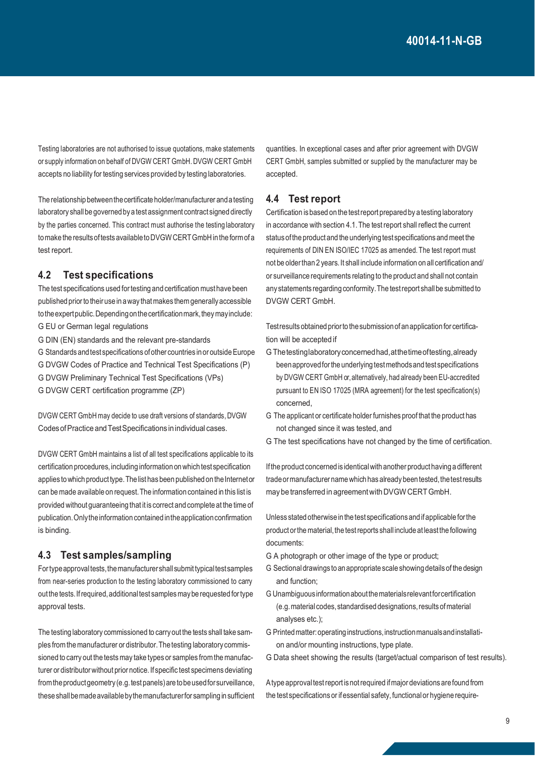Testing laboratories are not authorised to issue quotations, make statements or supply information on behalf of DVGW CERT GmbH. DVGW CERT GmbH accepts no liability for testing services provided by testing laboratories.

The relationship between the certificate holder/manufacturer and a testing laboratory shall be governed by a test assignment contract signed directly by the parties concerned. This contract must authorise the testing laboratory to make the results of tests available to DVGW CERT GmbH in the form of a test report.

## 4.2 Test specifications

The test specifications used for testing and certification must have been published prior to their use in a way that makes them generally accessible to the expert public. Depending on the certification mark, they may include:

- EU or German legal regulations
- DIN (EN) standards and the relevant pre-standards
- Standards and test specifications of other countries in or outside Europe
- DVGW Codes of Practice and Technical Test Specifications (P)
- DVGW Preliminary Technical Test Specifications (VPs)
- DVGW CERT certification programme (ZP)

DVGW CERT GmbH may decide to use draft versions of standards, DVGW Codes of Practice and Test Specifications in individual cases.

DVGW CERT GmbH maintains a list of all test specifications applicable to its certification procedures, including information on which test specification applies to which product type. The list has been published on the Internet or can be made available on request. The information contained in this list is provided without guaranteeing that it is correct and complete at the time of publication. Only the information contained in the application confirmation is binding.

## 4.3 Test samples/sampling

For type approval tests, the manufacturer shall submit typical test samples from near-series production to the testing laboratory commissioned to carry out the tests. If required, additional test samples may be requested for type approval tests.

The testing laboratory commissioned to carry out the tests shall take samples from the manufacturer or distributor. The testing laboratory commissioned to carry out the tests may take types or samples from the manufacturer or distributor without prior notice. If specific test specimens deviating from the product geometry (e.g. test panels) are to be used for surveillance, these shall be made available by the manufacturer for sampling in sufficient quantities. In exceptional cases and after prior agreement with DVGW CERT GmbH, samples submitted or supplied by the manufacturer may be accepted.

## 4.4 Test report

Certification is based on the test report prepared by a testing laboratory in accordance with section 4.1. The test report shall reflect the current status of the product and the underlying test specifications and meet the requirements of DIN EN ISO/IEC 17025 as amended. The test report must not be older than 2 years. It shall include information on all certification and/or surveillance requirements relating to the product and shall not contain any statements regarding conformity. The test report shall be submitted to DVGW CERT GmbH.

Test results obtained prior to the submission of an application for certification will be accepted if

- The testing laboratory concerned had, at the time of testing, already been approved for the underlying test methods and test specifications by DVGW CERT GmbH or, alternatively, had already been EU-accredited pursuant to EN ISO 17025 (MRA agreement) for the test specification(s) concerned,
- The applicant or certificate holder furnishes proof that the product has not changed since it was tested, and
- The test specifications have not changed by the time of certification.

If the product concerned is identical with another product having a different trade or manufacturer name which has already been tested, the test results may be transferred in agreement with DVGW CERT GmbH.

Unless stated otherwise in the test specifications and if applicable for the product or the material, the test reports shall include at least the following documents:

- A photograph or other image of the type or product;
- Sectional drawings to an appropriate scale showing details of the design and function;
- Unambiguous information about the materials relevant for certification (e.g. material codes, standardised designations, results of material analyses etc.);
- Printed matter: operating instructions, instruction manuals and installation and/or mounting instructions, type plate.
- Data sheet showing the results (target/actual comparison of test results).

A type approval test report is not required if major deviations are found from the test specifications or if essential safety, functional or hygiene require-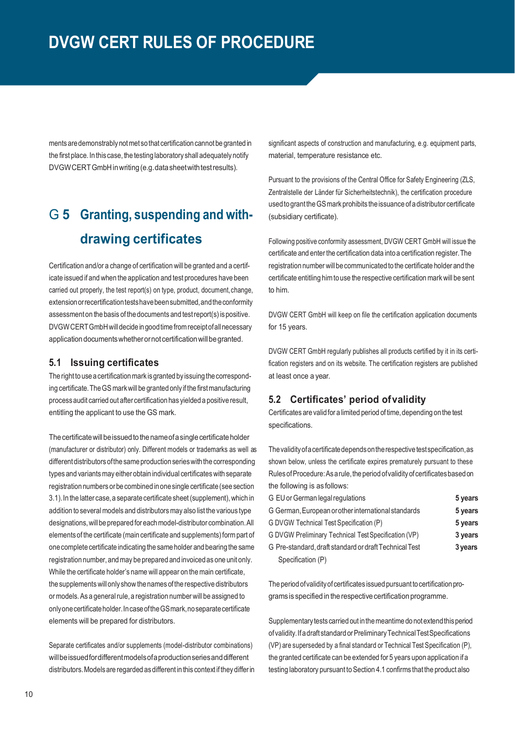ments are demonstrably not met so that certification cannot be granted in the first place. In this case, the testing laboratory shall adequately notify DVGW CERT GmbH in writing (e.g. data sheet with test results).

## G 5 Granting, suspending and withdrawing certificates

Certification and/or a change of certification will be granted and a certificate issued if and when the application and test procedures have been carried out properly, the test report(s) on type, product, document, change, extension or recertification tests have been submitted, and the conformity assessment on the basis of the documents and test report(s) is positive. DVGW CERT GmbH will decide in good time from receipt of all necessary application documents whether or not certification will be granted.

### 5.1 Issuing certificates

The right to use a certification mark is granted by issuing the corresponding certificate. The GS mark will be granted only if the first manufacturing process audit carried out after certification has yielded a positive result, entitling the applicant to use the GS mark.

The certificate will be issued to the name of a single certificate holder (manufacturer or distributor) only. Different models or trademarks as well as different distributors of the same production series with the corresponding types and variants may either obtain individual certificates with separate registration numbers or be combined in one single certificate (see section 3.1). In the latter case, a separate certificate sheet (supplement), which in addition to several models and distributors may also list the various type designations, will be prepared for each model-distributor combination. All elements of the certificate (main certificate and supplements) form part of one complete certificate indicating the same holder and bearing the same registration number, and may be prepared and invoiced as one unit only. While the certificate holder's name will appear on the main certificate, the supplements will only show the names of the respective distributors or models. As a general rule, a registration number will be assigned to only one certificate holder. In case of the GS mark, no separate certificate elements will be prepared for distributors.

Separate certificates and/or supplements (model-distributor combinations) will be issued for different models of a production series and different distributors. Models are regarded as different in this context if they differ in significant aspects of construction and manufacturing, e.g. equipment parts, material, temperature resistance etc.

Pursuant to the provisions of the Central Office for Safety Engineering (ZLS, Zentralstelle der Länder für Sicherheitstechnik), the certification procedure used to grant the GS mark prohibits the issuance of a distributor certificate (subsidiary certificate).

Following positive conformity assessment, DVGW CERT GmbH will issue the certificate and enter the certification data into a certification register. The registration number will be communicated to the certificate holder and the certificate entitling him to use the respective certification mark will be sent to him.

DVGW CERT GmbH will keep on file the certification application documents for 15 years.

DVGW CERT GmbH regularly publishes all products certified by it in its certification registers and on its website. The certification registers are published at least once a year.

### 5.2 Certificates' period of validity

Certificates are valid for a limited period of time, depending on the test specifications.

The validity of a certificate depends on the respective test specification, as shown below, unless the certificate expires prematurely pursuant to these Rules of Procedure: As a rule, the period of validity of certificates based on the following is as follows:

| | |
|---|---|
| G EU or German legal regulations | **5 years** |
| G German, European or other international standards | **5 years** |
| G DVGW Technical Test Specification (P) | **5 years** |
| G DVGW Preliminary Technical Test Specification (VP) | **3 years** |
| G Pre-standard, draft standard or draft Technical Test Specification (P) | **3 years** |

The period of validity of certificates issued pursuant to certification programs is specified in the respective certification programme.

Supplementary tests carried out in the meantime do not extend this period of validity. If a draft standard or Preliminary Technical Test Specifications (VP) are superseded by a final standard or Technical Test Specification (P), the granted certificate can be extended for 5 years upon application if a testing laboratory pursuant to Section 4.1 confirms that the product also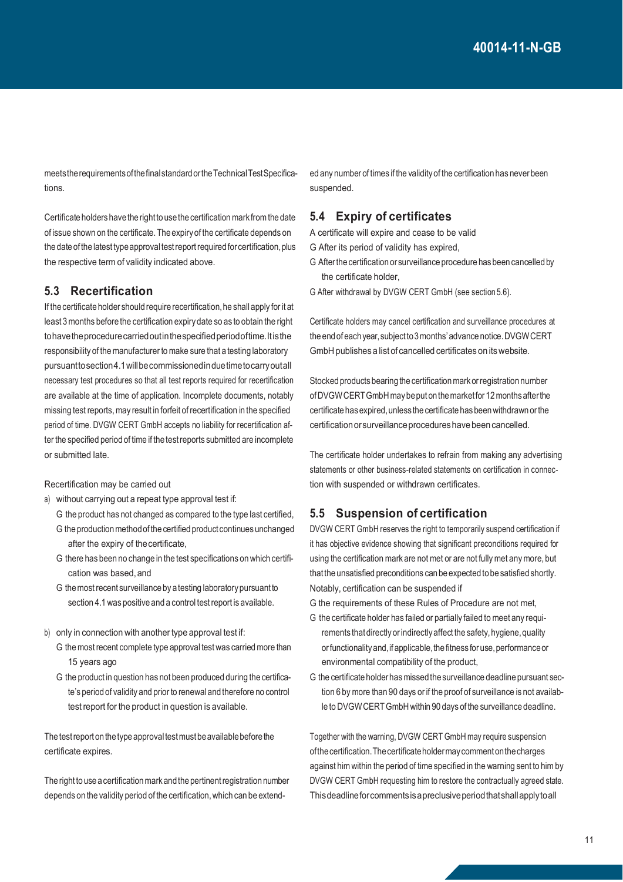meets the requirements of the final standard or the Technical Test Specifications.

Certificate holders have the right to use the certification mark from the date of issue shown on the certificate. The expiry of the certificate depends on the date of the latest type approval test report required for certification, plus the respective term of validity indicated above.

## 5.3 Recertification

If the certificate holder should require recertification, he shall apply for it at least 3 months before the certification expiry date so as to obtain the right to have the procedure carried out in the specified period of time. It is the responsibility of the manufacturer to make sure that a testing laboratory pursuant to section 4.1 will be commissioned in due time to carry out all necessary test procedures so that all test reports required for recertification are available at the time of application. Incomplete documents, notably missing test reports, may result in forfeit of recertification in the specified period of time. DVGW CERT GmbH accepts no liability for recertification after the specified period of time if the test reports submitted are incomplete or submitted late.

Recertification may be carried out

a) without carrying out a repeat type approval test if:
   - the product has not changed as compared to the type last certified,
   - the production method of the certified product continues unchanged after the expiry of the certificate,
   - there has been no change in the test specifications on which certification was based, and
   - the most recent surveillance by a testing laboratory pursuant to section 4.1 was positive and a control test report is available.

b) only in connection with another type approval test if:
   - the most recent complete type approval test was carried more than 15 years ago
   - the product in question has not been produced during the certificate's period of validity and prior to renewal and therefore no control test report for the product in question is available.

The test report on the type approval test must be available before the certificate expires.

The right to use a certification mark and the pertinent registration number depends on the validity period of the certification, which can be extended any number of times if the validity of the certification has never been suspended.

## 5.4 Expiry of certificates

A certificate will expire and cease to be valid

- After its period of validity has expired,
- After the certification or surveillance procedure has been cancelled by the certificate holder,
- After withdrawal by DVGW CERT GmbH (see section 5.6).

Certificate holders may cancel certification and surveillance procedures at the end of each year, subject to 3 months' advance notice. DVGW CERT GmbH publishes a list of cancelled certificates on its website.

Stocked products bearing the certification mark or registration number of DVGW CERT GmbH may be put on the market for 12 months after the certificate has expired, unless the certificate has been withdrawn or the certification or surveillance procedures have been cancelled.

The certificate holder undertakes to refrain from making any advertising statements or other business-related statements on certification in connection with suspended or withdrawn certificates.

## 5.5 Suspension of certification

DVGW CERT GmbH reserves the right to temporarily suspend certification if it has objective evidence showing that significant preconditions required for using the certification mark are not met or are not fully met any more, but that the unsatisfied preconditions can be expected to be satisfied shortly. Notably, certification can be suspended if

- the requirements of these Rules of Procedure are not met,
- the certificate holder has failed or partially failed to meet any requirements that directly or indirectly affect the safety, hygiene, quality or functionality and, if applicable, the fitness for use, performance or environmental compatibility of the product,
- the certificate holder has missed the surveillance deadline pursuant section 6 by more than 90 days or if the proof of surveillance is not available to DVGW CERT GmbH within 90 days of the surveillance deadline.

Together with the warning, DVGW CERT GmbH may require suspension of the certification. The certificate holder may comment on the charges against him within the period of time specified in the warning sent to him by DVGW CERT GmbH requesting him to restore the contractually agreed state. This deadline for comments is a preclusive period that shall apply to all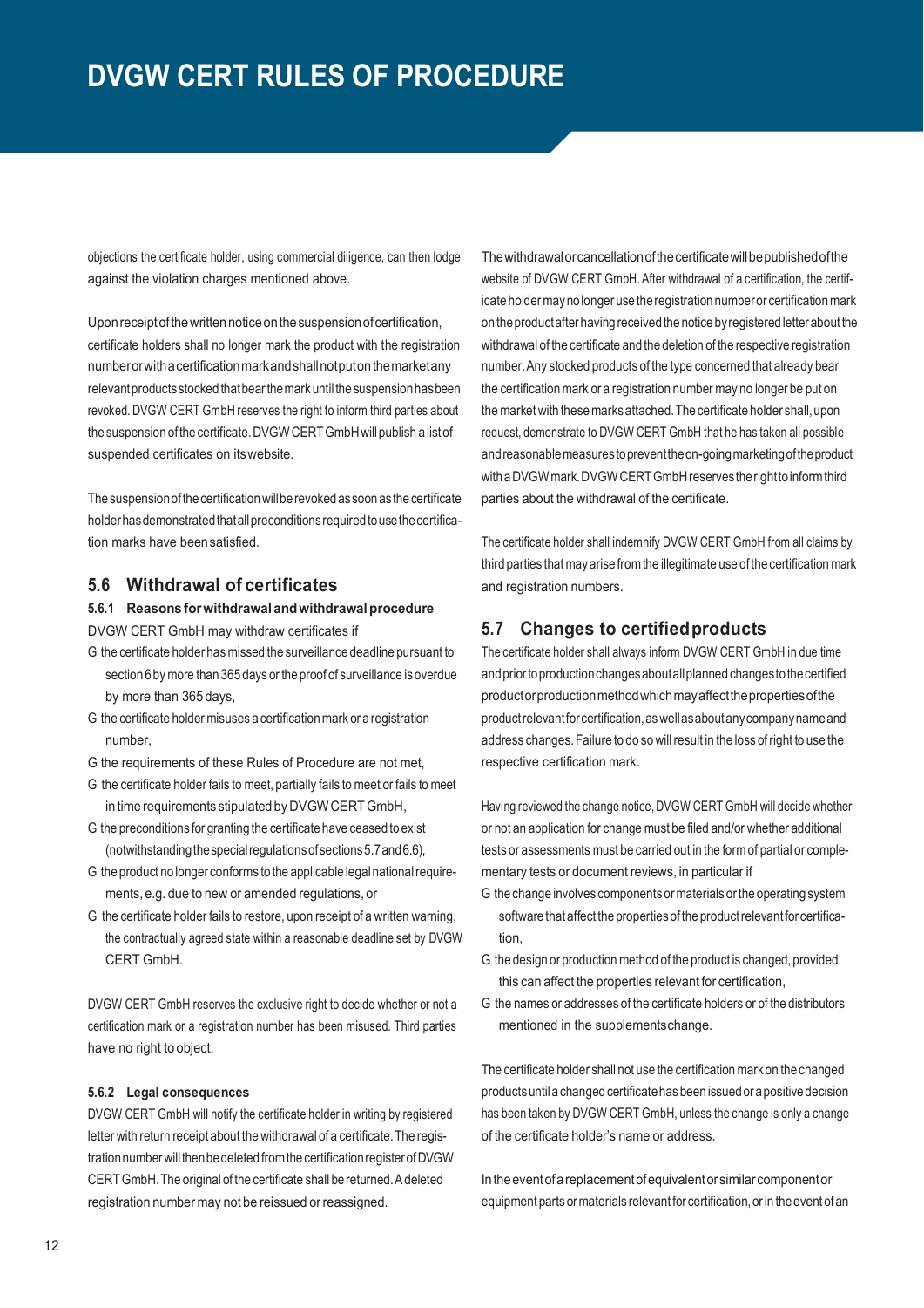objections the certificate holder, using commercial diligence, can then lodge against the violation charges mentioned above.

Upon receipt of the written notice on the suspension of certification, certificate holders shall no longer mark the product with the registration number or with a certification mark and shall not put on the market any relevant products stocked that bear the mark until the suspension has been revoked. DVGW CERT GmbH reserves the right to inform third parties about the suspension of the certificate. DVGW CERT GmbH will publish a list of suspended certificates on its website.

The suspension of the certification will be revoked as soon as the certificate holder has demonstrated that all preconditions required to use the certification marks have been satisfied.

## 5.6 Withdrawal of certificates

### 5.6.1 Reasons for withdrawal and withdrawal procedure

DVGW CERT GmbH may withdraw certificates if

- the certificate holder has missed the surveillance deadline pursuant to section 6 by more than 365 days or the proof of surveillance is overdue by more than 365 days,
- the certificate holder misuses a certification mark or a registration number,
- the requirements of these Rules of Procedure are not met,
- the certificate holder fails to meet, partially fails to meet or fails to meet in time requirements stipulated by DVGW CERT GmbH,
- the preconditions for granting the certificate have ceased to exist (notwithstanding the special regulations of sections 5.7 and 6.6),
- the product no longer conforms to the applicable legal national requirements, e.g. due to new or amended regulations, or
- the certificate holder fails to restore, upon receipt of a written warning, the contractually agreed state within a reasonable deadline set by DVGW CERT GmbH.

DVGW CERT GmbH reserves the exclusive right to decide whether or not a certification mark or a registration number has been misused. Third parties have no right to object.

### 5.6.2 Legal consequences

DVGW CERT GmbH will notify the certificate holder in writing by registered letter with return receipt about the withdrawal of a certificate. The registration number will then be deleted from the certification register of DVGW CERT GmbH. The original of the certificate shall be returned. A deleted registration number may not be reissued or reassigned.

The withdrawal or cancellation of the certificate will be published of the website of DVGW CERT GmbH. After withdrawal of a certification, the certificate holder may no longer use the registration number or certification mark on the product after having received the notice by registered letter about the withdrawal of the certificate and the deletion of the respective registration number. Any stocked products of the type concerned that already bear the certification mark or a registration number may no longer be put on the market with these marks attached. The certificate holder shall, upon request, demonstrate to DVGW CERT GmbH that he has taken all possible and reasonable measures to prevent the on-going marketing of the product with a DVGW mark. DVGW CERT GmbH reserves the right to inform third parties about the withdrawal of the certificate.

The certificate holder shall indemnify DVGW CERT GmbH from all claims by third parties that may arise from the illegitimate use of the certification mark and registration numbers.

## 5.7 Changes to certified products

The certificate holder shall always inform DVGW CERT GmbH in due time and prior to production changes about all planned changes to the certified product or production method which may affect the properties of the product relevant for certification, as well as about any company name and address changes. Failure to do so will result in the loss of right to use the respective certification mark.

Having reviewed the change notice, DVGW CERT GmbH will decide whether or not an application for change must be filed and/or whether additional tests or assessments must be carried out in the form of partial or complementary tests or document reviews, in particular if

- the change involves components or materials or the operating system software that affect the properties of the product relevant for certification,
- the design or production method of the product is changed, provided this can affect the properties relevant for certification,
- the names or addresses of the certificate holders or of the distributors mentioned in the supplements change.

The certificate holder shall not use the certification mark on the changed products until a changed certificate has been issued or a positive decision has been taken by DVGW CERT GmbH, unless the change is only a change of the certificate holder's name or address.

In the event of a replacement of equivalent or similar component or equipment parts or materials relevant for certification, or in the event of an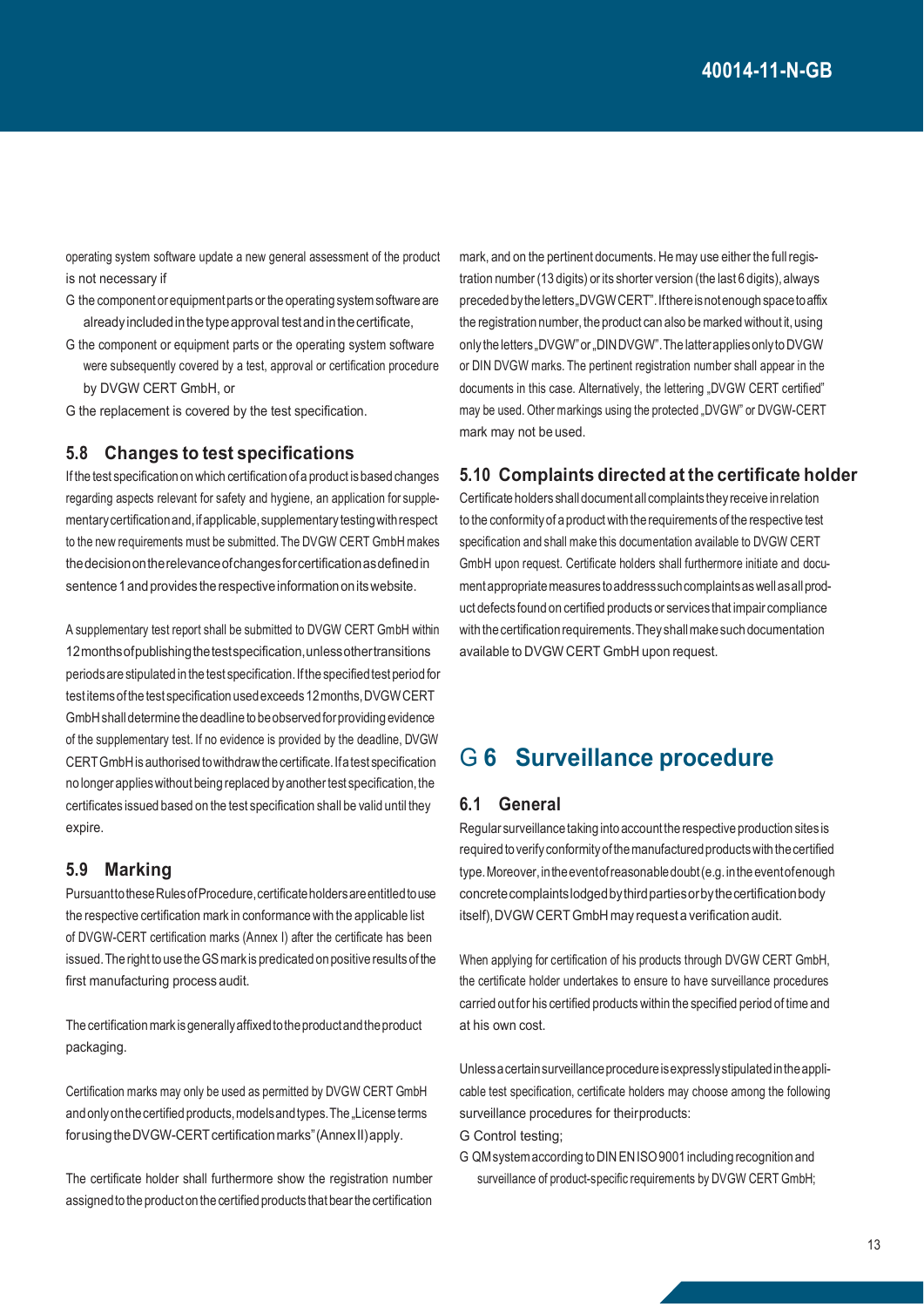operating system software update a new general assessment of the product is not necessary if

- G the component or equipment parts or the operating system software are already included in the type approval test and in the certificate,
- G the component or equipment parts or the operating system software were subsequently covered by a test, approval or certification procedure by DVGW CERT GmbH, or
- G the replacement is covered by the test specification.

### 5.8 Changes to test specifications

If the test specification on which certification of a product is based changes regarding aspects relevant for safety and hygiene, an application for supplementary certification and, if applicable, supplementary testing with respect to the new requirements must be submitted. The DVGW CERT GmbH makes the decision on the relevance of changes for certification as defined in sentence 1 and provides the respective information on its website.

A supplementary test report shall be submitted to DVGW CERT GmbH within 12 months of publishing the test specification, unless other transitions periods are stipulated in the test specification. If the specified test period for test items of the test specification used exceeds 12 months, DVGW CERT GmbH shall determine the deadline to be observed for providing evidence of the supplementary test. If no evidence is provided by the deadline, DVGW CERT GmbH is authorised to withdraw the certificate. If a test specification no longer applies without being replaced by another test specification, the certificates issued based on the test specification shall be valid until they expire.

### 5.9 Marking

Pursuant to these Rules of Procedure, certificate holders are entitled to use the respective certification mark in conformance with the applicable list of DVGW-CERT certification marks (Annex I) after the certificate has been issued. The right to use the GS mark is predicated on positive results of the first manufacturing process audit.

The certification mark is generally affixed to the product and the product packaging.

Certification marks may only be used as permitted by DVGW CERT GmbH and only on the certified products, models and types. The „License terms for using the DVGW-CERT certification marks" (Annex II) apply.

The certificate holder shall furthermore show the registration number assigned to the product on the certified products that bear the certification mark, and on the pertinent documents. He may use either the full registration number (13 digits) or its shorter version (the last 6 digits), always preceded by the letters „DVGW CERT". If there is not enough space to affix the registration number, the product can also be marked without it, using only the letters „DVGW" or „DIN DVGW". The latter applies only to DVGW or DIN DVGW marks. The pertinent registration number shall appear in the documents in this case. Alternatively, the lettering „DVGW CERT certified" may be used. Other markings using the protected „DVGW" or DVGW-CERT mark may not be used.

### 5.10 Complaints directed at the certificate holder

Certificate holders shall document all complaints they receive in relation to the conformity of a product with the requirements of the respective test specification and shall make this documentation available to DVGW CERT GmbH upon request. Certificate holders shall furthermore initiate and document appropriate measures to address such complaints as well as all product defects found on certified products or services that impair compliance with the certification requirements. They shall make such documentation available to DVGW CERT GmbH upon request.

## G 6 Surveillance procedure

### 6.1 General

Regular surveillance taking into account the respective production sites is required to verify conformity of the manufactured products with the certified type. Moreover, in the event of reasonable doubt (e.g. in the event of enough concrete complaints lodged by third parties or by the certification body itself), DVGW CERT GmbH may request a verification audit.

When applying for certification of his products through DVGW CERT GmbH, the certificate holder undertakes to ensure to have surveillance procedures carried out for his certified products within the specified period of time and at his own cost.

Unless a certain surveillance procedure is expressly stipulated in the applicable test specification, certificate holders may choose among the following surveillance procedures for their products:

- G Control testing;
- G QM system according to DIN EN ISO 9001 including recognition and surveillance of product-specific requirements by DVGW CERT GmbH;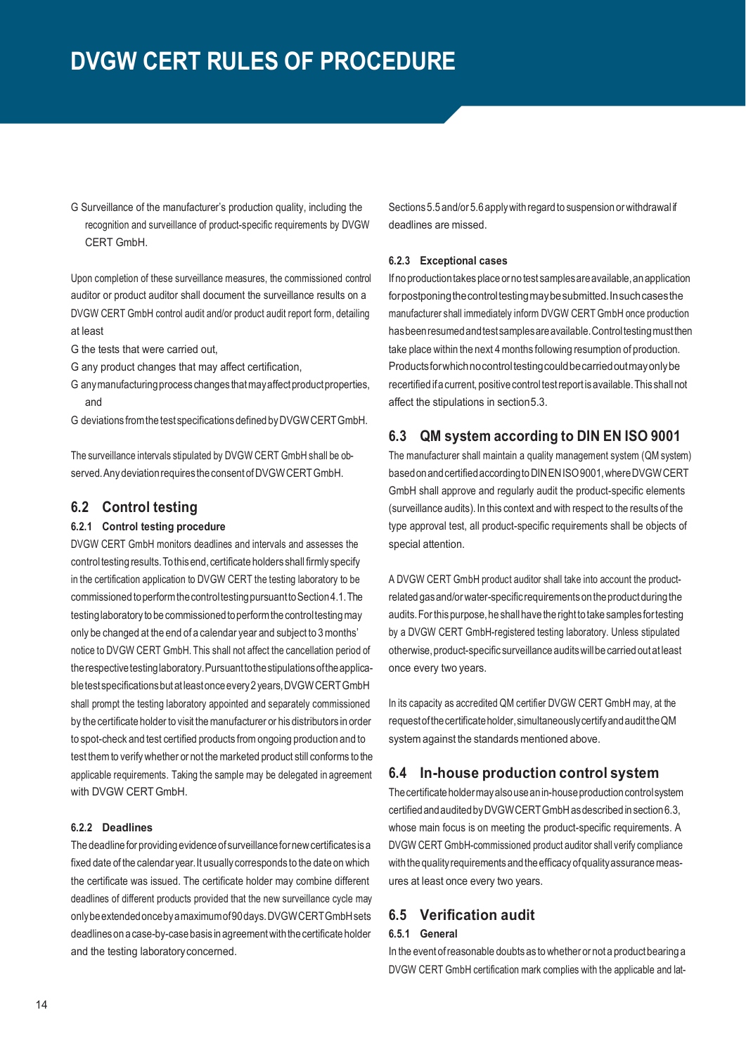- Surveillance of the manufacturer's production quality, including the recognition and surveillance of product-specific requirements by DVGW CERT GmbH.

Upon completion of these surveillance measures, the commissioned control auditor or product auditor shall document the surveillance results on a DVGW CERT GmbH control audit and/or product audit report form, detailing at least

- the tests that were carried out,
- any product changes that may affect certification,
- any manufacturing process changes that may affect product properties, and
- deviations from the test specifications defined by DVGW CERT GmbH.

The surveillance intervals stipulated by DVGW CERT GmbH shall be observed. Any deviation requires the consent of DVGW CERT GmbH.

## 6.2 Control testing

### 6.2.1 Control testing procedure

DVGW CERT GmbH monitors deadlines and intervals and assesses the control testing results. To this end, certificate holders shall firmly specify in the certification application to DVGW CERT the testing laboratory to be commissioned to perform the control testing pursuant to Section 4.1. The testing laboratory to be commissioned to perform the control testing may only be changed at the end of a calendar year and subject to 3 months' notice to DVGW CERT GmbH. This shall not affect the cancellation period of the respective testing laboratory. Pursuant to the stipulations of the applicable test specifications but at least once every 2 years, DVGW CERT GmbH shall prompt the testing laboratory appointed and separately commissioned by the certificate holder to visit the manufacturer or his distributors in order to spot-check and test certified products from ongoing production and to test them to verify whether or not the marketed product still conforms to the applicable requirements. Taking the sample may be delegated in agreement with DVGW CERT GmbH.

### 6.2.2 Deadlines

The deadline for providing evidence of surveillance for new certificates is a fixed date of the calendar year. It usually corresponds to the date on which the certificate was issued. The certificate holder may combine different deadlines of different products provided that the new surveillance cycle may only be extended once by a maximum of 90 days. DVGW CERT GmbH sets deadlines on a case-by-case basis in agreement with the certificate holder and the testing laboratory concerned.

Sections 5.5 and/or 5.6 apply with regard to suspension or withdrawal if deadlines are missed.

### 6.2.3 Exceptional cases

If no production takes place or no test samples are available, an application for postponing the control testing may be submitted. In such cases the manufacturer shall immediately inform DVGW CERT GmbH once production has been resumed and test samples are available. Control testing must then take place within the next 4 months following resumption of production. Products for which no control testing could be carried out may only be recertified if a current, positive control test report is available. This shall not affect the stipulations in section 5.3.

## 6.3 QM system according to DIN EN ISO 9001

The manufacturer shall maintain a quality management system (QM system) based on and certified according to DIN EN ISO 9001, where DVGW CERT GmbH shall approve and regularly audit the product-specific elements (surveillance audits). In this context and with respect to the results of the type approval test, all product-specific requirements shall be objects of special attention.

A DVGW CERT GmbH product auditor shall take into account the product-related gas and/or water-specific requirements on the product during the audits. For this purpose, he shall have the right to take samples for testing by a DVGW CERT GmbH-registered testing laboratory. Unless stipulated otherwise, product-specific surveillance audits will be carried out at least once every two years.

In its capacity as accredited QM certifier DVGW CERT GmbH may, at the request of the certificate holder, simultaneously certify and audit the QM system against the standards mentioned above.

## 6.4 In-house production control system

The certificate holder may also use an in-house production control system certified and audited by DVGW CERT GmbH as described in section 6.3, whose main focus is on meeting the product-specific requirements. A DVGW CERT GmbH-commissioned product auditor shall verify compliance with the quality requirements and the efficacy of quality assurance measures at least once every two years.

## 6.5 Verification audit

### 6.5.1 General

In the event of reasonable doubts as to whether or not a product bearing a DVGW CERT GmbH certification mark complies with the applicable and lat-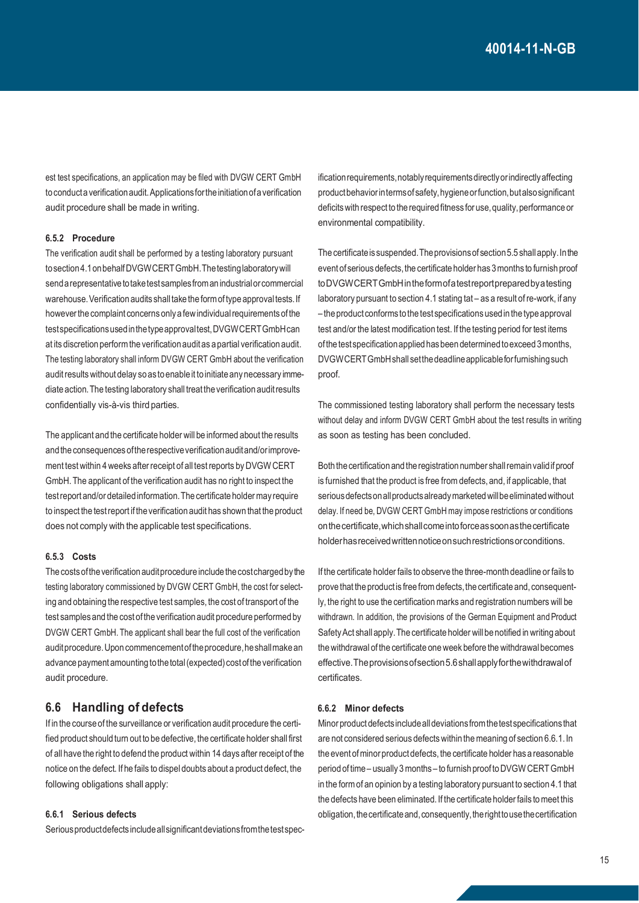est test specifications, an application may be filed with DVGW CERT GmbH to conduct a verification audit. Applications for the initiation of a verification audit procedure shall be made in writing.

#### 6.5.2 Procedure

The verification audit shall be performed by a testing laboratory pursuant to section 4.1 on behalf DVGW CERT GmbH. The testing laboratory will send a representative to take test samples from an industrial or commercial warehouse. Verification audits shall take the form of type approval tests. If however the complaint concerns only a few individual requirements of the test specifications used in the type approval test, DVGW CERT GmbH can at its discretion perform the verification audit as a partial verification audit. The testing laboratory shall inform DVGW CERT GmbH about the verification audit results without delay so as to enable it to initiate any necessary immediate action. The testing laboratory shall treat the verification audit results confidentially vis-à-vis third parties.

The applicant and the certificate holder will be informed about the results and the consequences of the respective verification audit and/or improvement test within 4 weeks after receipt of all test reports by DVGW CERT GmbH. The applicant of the verification audit has no right to inspect the test report and/or detailed information. The certificate holder may require to inspect the test report if the verification audit has shown that the product does not comply with the applicable test specifications.

#### 6.5.3 Costs

The costs of the verification audit procedure include the cost charged by the testing laboratory commissioned by DVGW CERT GmbH, the cost for selecting and obtaining the respective test samples, the cost of transport of the test samples and the cost of the verification audit procedure performed by DVGW CERT GmbH. The applicant shall bear the full cost of the verification audit procedure. Upon commencement of the procedure, he shall make an advance payment amounting to the total (expected) cost of the verification audit procedure.

### 6.6 Handling of defects

If in the course of the surveillance or verification audit procedure the certified product should turn out to be defective, the certificate holder shall first of all have the right to defend the product within 14 days after receipt of the notice on the defect. If he fails to dispel doubts about a product defect, the following obligations shall apply:

#### 6.6.1 Serious defects

Serious product defects include all significant deviations from the test specification requirements, notably requirements directly or indirectly affecting product behavior in terms of safety, hygiene or function, but also significant deficits with respect to the required fitness for use, quality, performance or environmental compatibility.

The certificate is suspended. The provisions of section 5.5 shall apply. In the event of serious defects, the certificate holder has 3 months to furnish proof to DVGW CERT GmbH in the form of a test report prepared by a testing laboratory pursuant to section 4.1 stating tat – as a result of re-work, if any – the product conforms to the test specifications used in the type approval test and/or the latest modification test. If the testing period for test items of the test specification applied has been determined to exceed 3 months, DVGW CERT GmbH shall set the deadline applicable for furnishing such proof.

The commissioned testing laboratory shall perform the necessary tests without delay and inform DVGW CERT GmbH about the test results in writing as soon as testing has been concluded.

Both the certification and the registration number shall remain valid if proof is furnished that the product is free from defects, and, if applicable, that serious defects on all products already marketed will be eliminated without delay. If need be, DVGW CERT GmbH may impose restrictions or conditions on the certificate, which shall come into force as soon as the certificate holder has received written notice on such restrictions or conditions.

If the certificate holder fails to observe the three-month deadline or fails to prove that the product is free from defects, the certificate and, consequently, the right to use the certification marks and registration numbers will be withdrawn. In addition, the provisions of the German Equipment and Product Safety Act shall apply. The certificate holder will be notified in writing about the withdrawal of the certificate one week before the withdrawal becomes effective. The provisions of section 5.6 shall apply for the withdrawal of certificates.

#### 6.6.2 Minor defects

Minor product defects include all deviations from the test specifications that are not considered serious defects within the meaning of section 6.6.1. In the event of minor product defects, the certificate holder has a reasonable period of time – usually 3 months – to furnish proof to DVGW CERT GmbH in the form of an opinion by a testing laboratory pursuant to section 4.1 that the defects have been eliminated. If the certificate holder fails to meet this obligation, the certificate and, consequently, the right to use the certification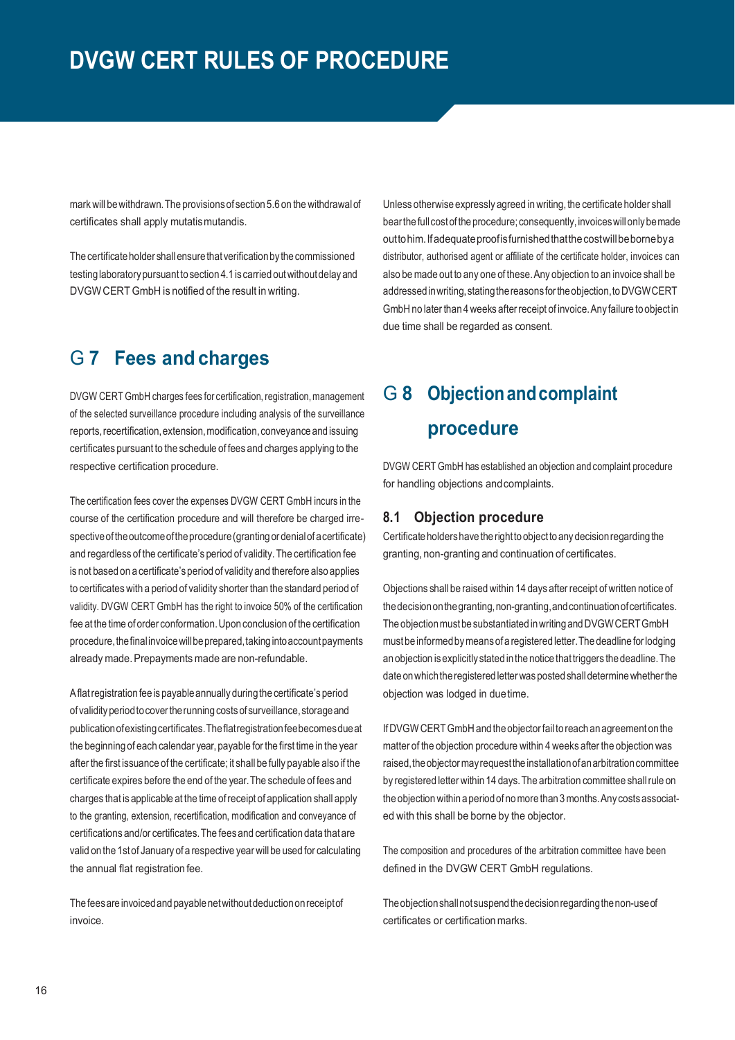mark will be withdrawn. The provisions of section 5.6 on the withdrawal of certificates shall apply mutatis mutandis.

The certificate holder shall ensure that verification by the commissioned testing laboratory pursuant to section 4.1 is carried out without delay and DVGW CERT GmbH is notified of the result in writing.

## G 7 Fees and charges

DVGW CERT GmbH charges fees for certification, registration, management of the selected surveillance procedure including analysis of the surveillance reports, recertification, extension, modification, conveyance and issuing certificates pursuant to the schedule of fees and charges applying to the respective certification procedure.

The certification fees cover the expenses DVGW CERT GmbH incurs in the course of the certification procedure and will therefore be charged irrespective of the outcome of the procedure (granting or denial of a certificate) and regardless of the certificate's period of validity. The certification fee is not based on a certificate's period of validity and therefore also applies to certificates with a period of validity shorter than the standard period of validity. DVGW CERT GmbH has the right to invoice 50% of the certification fee at the time of order conformation. Upon conclusion of the certification procedure, the final invoice will be prepared, taking into account payments already made. Prepayments made are non-refundable.

A flat registration fee is payable annually during the certificate's period of validity period to cover the running costs of surveillance, storage and publication of existing certificates. The flat registration fee becomes due at the beginning of each calendar year, payable for the first time in the year after the first issuance of the certificate; it shall be fully payable also if the certificate expires before the end of the year. The schedule of fees and charges that is applicable at the time of receipt of application shall apply to the granting, extension, recertification, modification and conveyance of certifications and/or certificates. The fees and certification data that are valid on the 1st of January of a respective year will be used for calculating the annual flat registration fee.

The fees are invoiced and payable net without deduction on receipt of invoice.

Unless otherwise expressly agreed in writing, the certificate holder shall bear the full cost of the procedure; consequently, invoices will only be made out to him. If adequate proof is furnished that the cost will be borne by a distributor, authorised agent or affiliate of the certificate holder, invoices can also be made out to any one of these. Any objection to an invoice shall be addressed in writing, stating the reasons for the objection, to DVGW CERT GmbH no later than 4 weeks after receipt of invoice. Any failure to object in due time shall be regarded as consent.

## G 8 Objection and complaint procedure

DVGW CERT GmbH has established an objection and complaint procedure for handling objections and complaints.

### 8.1 Objection procedure

Certificate holders have the right to object to any decision regarding the granting, non-granting and continuation of certificates.

Objections shall be raised within 14 days after receipt of written notice of the decision on the granting, non-granting, and continuation of certificates. The objection must be substantiated in writing and DVGW CERT GmbH must be informed by means of a registered letter. The deadline for lodging an objection is explicitly stated in the notice that triggers the deadline. The date on which the registered letter was posted shall determine whether the objection was lodged in due time.

If DVGW CERT GmbH and the objector fail to reach an agreement on the matter of the objection procedure within 4 weeks after the objection was raised, the objector may request the installation of an arbitration committee by registered letter within 14 days. The arbitration committee shall rule on the objection within a period of no more than 3 months. Any costs associated with this shall be borne by the objector.

The composition and procedures of the arbitration committee have been defined in the DVGW CERT GmbH regulations.

The objection shall not suspend the decision regarding the non-use of certificates or certification marks.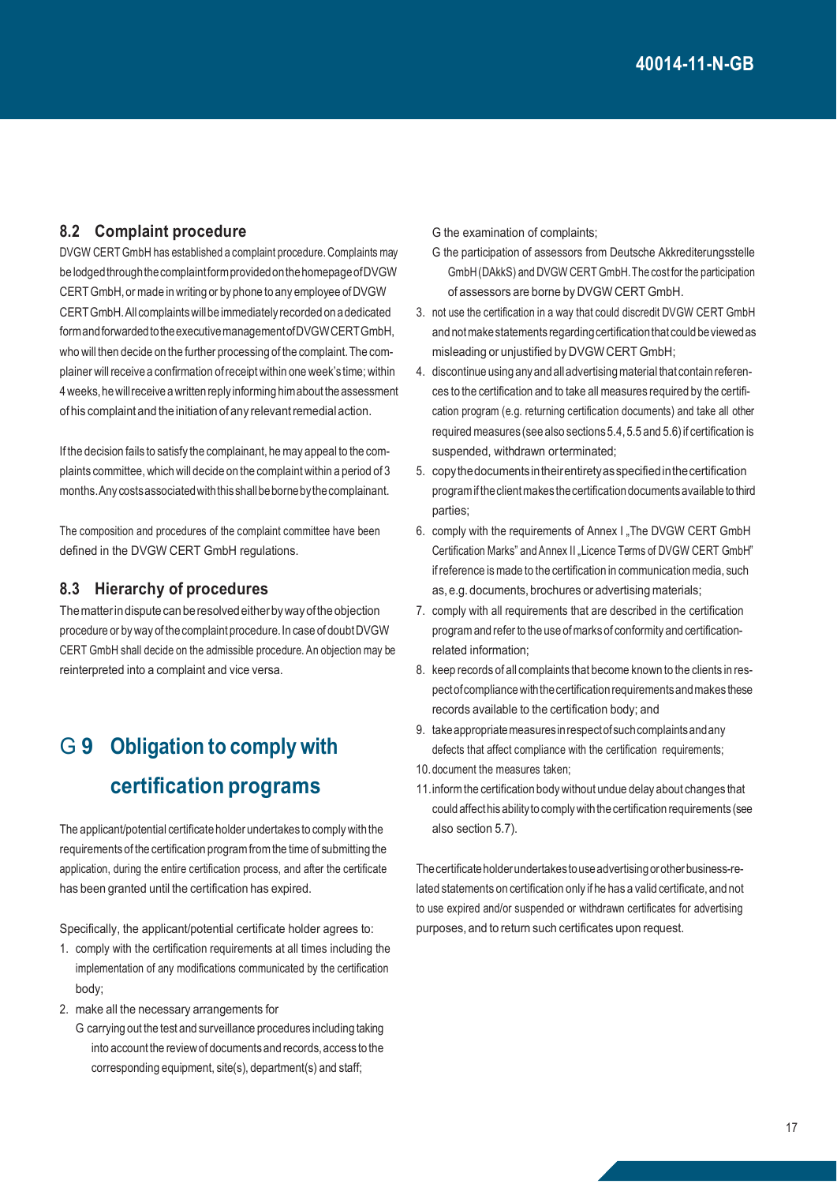### 8.2 Complaint procedure

DVGW CERT GmbH has established a complaint procedure. Complaints may be lodged through the complaint form provided on the homepage of DVGW CERT GmbH, or made in writing or by phone to any employee of DVGW CERT GmbH. All complaints will be immediately recorded on a dedicated form and forwarded to the executive management of DVGW CERT GmbH, who will then decide on the further processing of the complaint. The complainer will receive a confirmation of receipt within one week's time; within 4 weeks, he will receive a written reply informing him about the assessment of his complaint and the initiation of any relevant remedial action.

If the decision fails to satisfy the complainant, he may appeal to the complaints committee, which will decide on the complaint within a period of 3 months. Any costs associated with this shall be borne by the complainant.

The composition and procedures of the complaint committee have been defined in the DVGW CERT GmbH regulations.

### 8.3 Hierarchy of procedures

The matter in dispute can be resolved either by way of the objection procedure or by way of the complaint procedure. In case of doubt DVGW CERT GmbH shall decide on the admissible procedure. An objection may be reinterpreted into a complaint and vice versa.

## G 9 Obligation to comply with certification programs

The applicant/potential certificate holder undertakes to comply with the requirements of the certification program from the time of submitting the application, during the entire certification process, and after the certificate has been granted until the certification has expired.

Specifically, the applicant/potential certificate holder agrees to:

1. comply with the certification requirements at all times including the implementation of any modifications communicated by the certification body;
2. make all the necessary arrangements for
   - G carrying out the test and surveillance procedures including taking into account the review of documents and records, access to the corresponding equipment, site(s), department(s) and staff;
   - G the examination of complaints;
   - G the participation of assessors from Deutsche Akkrediterungsstelle GmbH (DAkkS) and DVGW CERT GmbH. The cost for the participation of assessors are borne by DVGW CERT GmbH.
3. not use the certification in a way that could discredit DVGW CERT GmbH and not make statements regarding certification that could be viewed as misleading or unjustified by DVGW CERT GmbH;
4. discontinue using any and all advertising material that contain references to the certification and to take all measures required by the certification program (e.g. returning certification documents) and take all other required measures (see also sections 5.4, 5.5 and 5.6) if certification is suspended, withdrawn or terminated;
5. copy the documents in their entirety as specified in the certification program if the client makes the certification documents available to third parties;
6. comply with the requirements of Annex I „The DVGW CERT GmbH Certification Marks" and Annex II „Licence Terms of DVGW CERT GmbH" if reference is made to the certification in communication media, such as, e.g. documents, brochures or advertising materials;
7. comply with all requirements that are described in the certification program and refer to the use of marks of conformity and certification-related information;
8. keep records of all complaints that become known to the clients in respect of compliance with the certification requirements and makes these records available to the certification body; and
9. take appropriate measures in respect of such complaints and any defects that affect compliance with the certification requirements;
10. document the measures taken;
11. inform the certification body without undue delay about changes that could affect his ability to comply with the certification requirements (see also section 5.7).

The certificate holder undertakes to use advertising or other business-related statements on certification only if he has a valid certificate, and not to use expired and/or suspended or withdrawn certificates for advertising purposes, and to return such certificates upon request.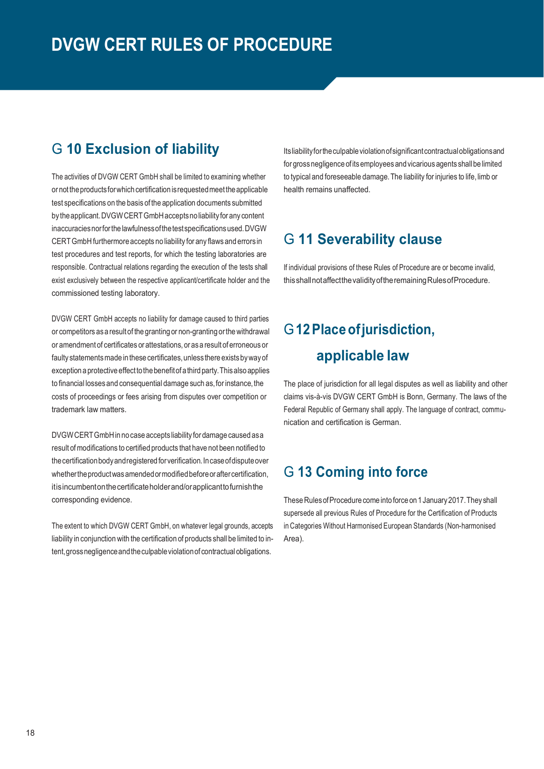# DVGW CERT RULES OF PROCEDURE

## G 10 Exclusion of liability

The activities of DVGW CERT GmbH shall be limited to examining whether or not the products for which certification is requested meet the applicable test specifications on the basis of the application documents submitted by the applicant. DVGW CERT GmbH accepts no liability for any content inaccuracies nor for the lawfulness of the test specifications used. DVGW CERT GmbH furthermore accepts no liability for any flaws and errors in test procedures and test reports, for which the testing laboratories are responsible. Contractual relations regarding the execution of the tests shall exist exclusively between the respective applicant/certificate holder and the commissioned testing laboratory.

DVGW CERT GmbH accepts no liability for damage caused to third parties or competitors as a result of the granting or non-granting or the withdrawal or amendment of certificates or attestations, or as a result of erroneous or faulty statements made in these certificates, unless there exists by way of exception a protective effect to the benefit of a third party. This also applies to financial losses and consequential damage such as, for instance, the costs of proceedings or fees arising from disputes over competition or trademark law matters.

DVGW CERT GmbH in no case accepts liability for damage caused as a result of modifications to certified products that have not been notified to the certification body and registered for verification. In case of dispute over whether the product was amended or modified before or after certification, it is incumbent on the certificate holder and/or applicant to furnish the corresponding evidence.

The extent to which DVGW CERT GmbH, on whatever legal grounds, accepts liability in conjunction with the certification of products shall be limited to intent, gross negligence and the culpable violation of contractual obligations. Its liability for the culpable violation of significant contractual obligations and for gross negligence of its employees and vicarious agents shall be limited to typical and foreseeable damage. The liability for injuries to life, limb or health remains unaffected.

## G 11 Severability clause

If individual provisions of these Rules of Procedure are or become invalid, this shall not affect the validity of the remaining Rules of Procedure.

## G 12 Place of jurisdiction, applicable law

The place of jurisdiction for all legal disputes as well as liability and other claims vis-à-vis DVGW CERT GmbH is Bonn, Germany. The laws of the Federal Republic of Germany shall apply. The language of contract, communication and certification is German.

## G 13 Coming into force

These Rules of Procedure come into force on 1 January 2017. They shall supersede all previous Rules of Procedure for the Certification of Products in Categories Without Harmonised European Standards (Non-harmonised Area).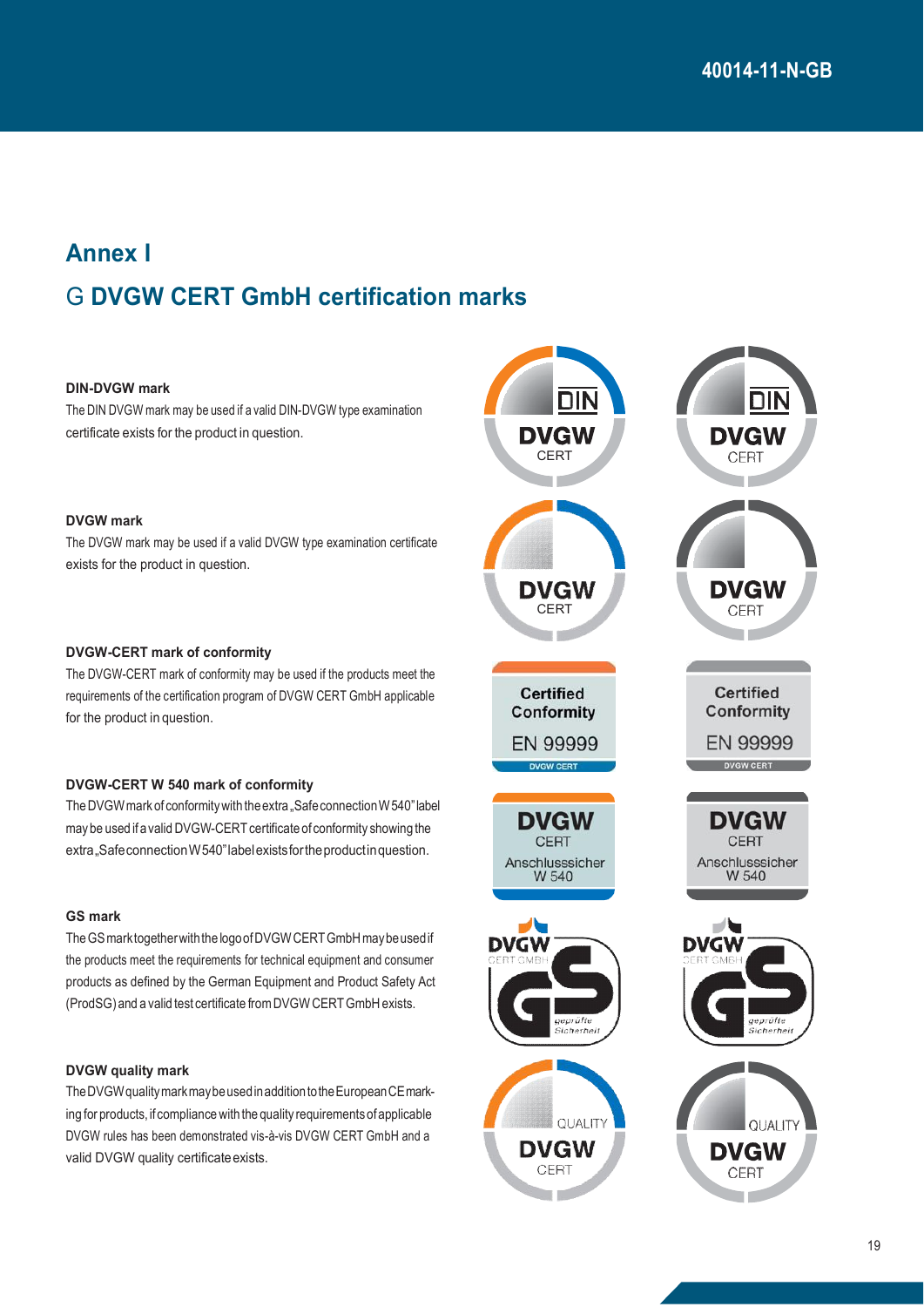## Annex I

## G DVGW CERT GmbH certification marks

**DIN-DVGW mark**

The DIN DVGW mark may be used if a valid DIN-DVGW type examination certificate exists for the product in question.

**DVGW mark**

The DVGW mark may be used if a valid DVGW type examination certificate exists for the product in question.

**DVGW-CERT mark of conformity**

The DVGW-CERT mark of conformity may be used if the products meet the requirements of the certification program of DVGW CERT GmbH applicable for the product in question.

**DVGW-CERT W 540 mark of conformity**

The DVGW mark of conformity with the extra „Safe connection W 540" label may be used if a valid DVGW-CERT certificate of conformity showing the extra „Safe connection W 540" label exists for the product in question.

**GS mark**

The GS mark together with the logo of DVGW CERT GmbH may be used if the products meet the requirements for technical equipment and consumer products as defined by the German Equipment and Product Safety Act (ProdSG) and a valid test certificate from DVGW CERT GmbH exists.

**DVGW quality mark**

The DVGW quality mark may be used in addition to the European CE marking for products, if compliance with the quality requirements of applicable DVGW rules has been demonstrated vis-à-vis DVGW CERT GmbH and a valid DVGW quality certificate exists.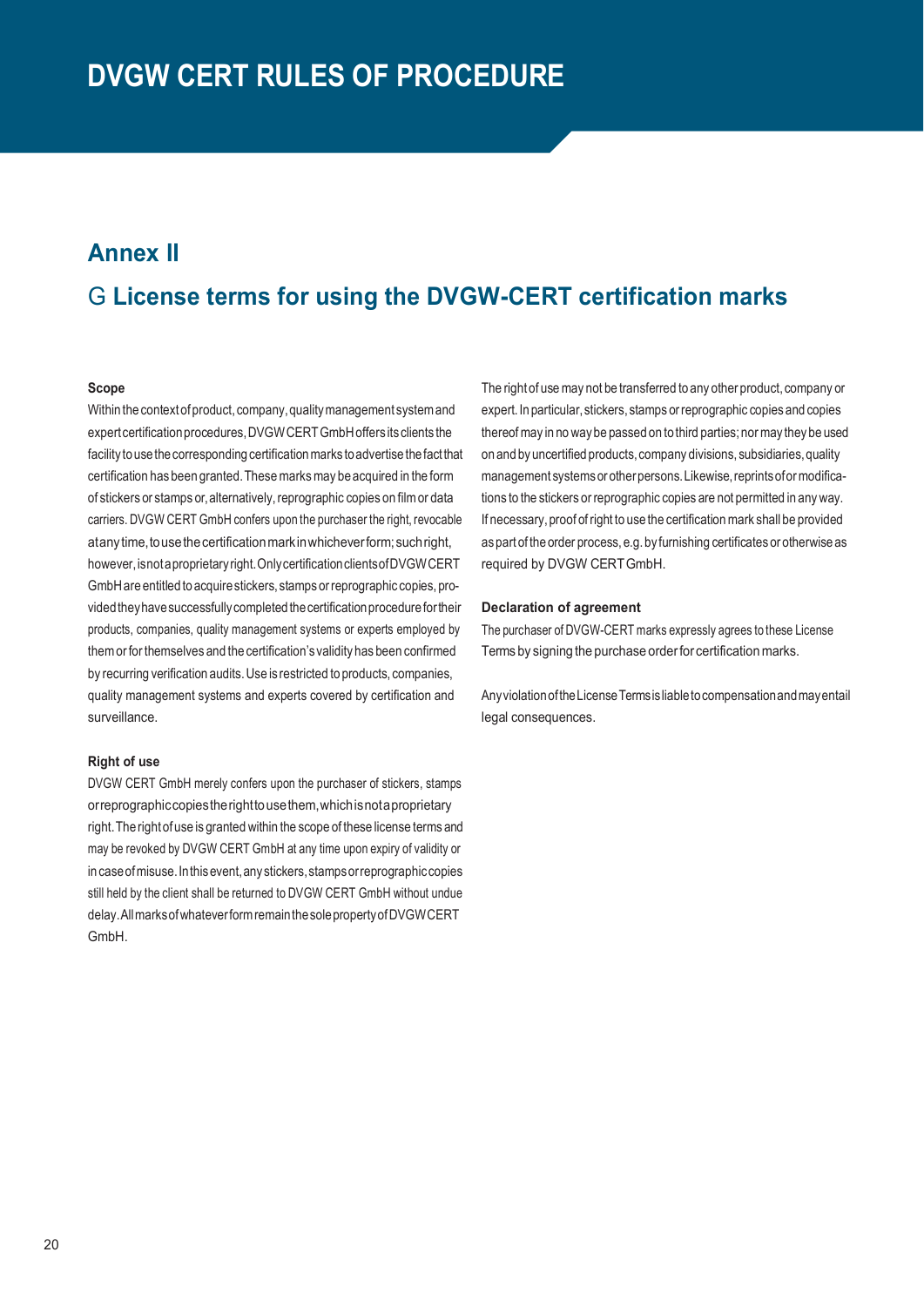# DVGW CERT RULES OF PROCEDURE

## Annex II

## G License terms for using the DVGW-CERT certification marks

**Scope**

Within the context of product, company, quality management system and expert certification procedures, DVGW CERT GmbH offers its clients the facility to use the corresponding certification marks to advertise the fact that certification has been granted. These marks may be acquired in the form of stickers or stamps or, alternatively, reprographic copies on film or data carriers. DVGW CERT GmbH confers upon the purchaser the right, revocable at any time, to use the certification mark in whichever form; such right, however, is not a proprietary right. Only certification clients of DVGW CERT GmbH are entitled to acquire stickers, stamps or reprographic copies, provided they have successfully completed the certification procedure for their products, companies, quality management systems or experts employed by them or for themselves and the certification's validity has been confirmed by recurring verification audits. Use is restricted to products, companies, quality management systems and experts covered by certification and surveillance.

**Right of use**

DVGW CERT GmbH merely confers upon the purchaser of stickers, stamps or reprographic copies the right to use them, which is not a proprietary right. The right of use is granted within the scope of these license terms and may be revoked by DVGW CERT GmbH at any time upon expiry of validity or in case of misuse. In this event, any stickers, stamps or reprographic copies still held by the client shall be returned to DVGW CERT GmbH without undue delay. All marks of whatever form remain the sole property of DVGW CERT GmbH.

The right of use may not be transferred to any other product, company or expert. In particular, stickers, stamps or reprographic copies and copies thereof may in no way be passed on to third parties; nor may they be used on and by uncertified products, company divisions, subsidiaries, quality management systems or other persons. Likewise, reprints of or modifications to the stickers or reprographic copies are not permitted in any way. If necessary, proof of right to use the certification mark shall be provided as part of the order process, e.g. by furnishing certificates or otherwise as required by DVGW CERT GmbH.

**Declaration of agreement**

The purchaser of DVGW-CERT marks expressly agrees to these License Terms by signing the purchase order for certification marks.

Any violation of the License Terms is liable to compensation and may entail legal consequences.